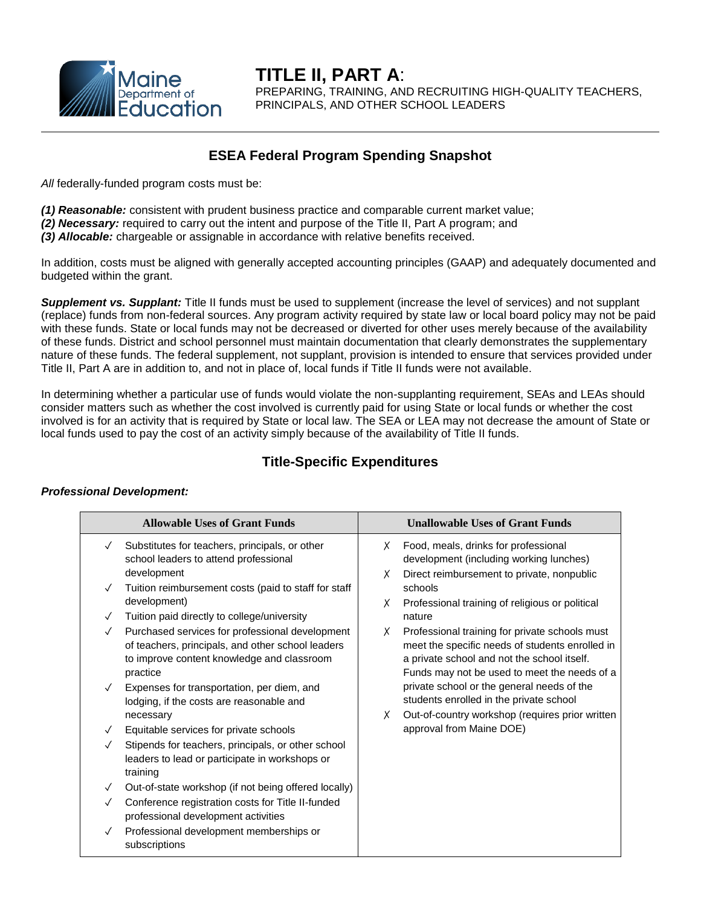# TITLE II, PART A:

PREPARING, TRAINING, AND RECRUITING HIGH-QUALITY TEACHERS, PRINCIPALS, AND OTHER SCHOOL LEADERS

## ESEA Federal Program Spending Snapshot

*All* federally-funded program costs must be:

***(1) Reasonable:*** consistent with prudent business practice and comparable current market value;
***(2) Necessary:*** required to carry out the intent and purpose of the Title II, Part A program; and
***(3) Allocable:*** chargeable or assignable in accordance with relative benefits received.

In addition, costs must be aligned with generally accepted accounting principles (GAAP) and adequately documented and budgeted within the grant.

***Supplement vs. Supplant:*** Title II funds must be used to supplement (increase the level of services) and not supplant (replace) funds from non-federal sources. Any program activity required by state law or local board policy may not be paid with these funds. State or local funds may not be decreased or diverted for other uses merely because of the availability of these funds. District and school personnel must maintain documentation that clearly demonstrates the supplementary nature of these funds. The federal supplement, not supplant, provision is intended to ensure that services provided under Title II, Part A are in addition to, and not in place of, local funds if Title II funds were not available.

In determining whether a particular use of funds would violate the non-supplanting requirement, SEAs and LEAs should consider matters such as whether the cost involved is currently paid for using State or local funds or whether the cost involved is for an activity that is required by State or local law. The SEA or LEA may not decrease the amount of State or local funds used to pay the cost of an activity simply because of the availability of Title II funds.

## Title-Specific Expenditures

***Professional Development:***

| Allowable Uses of Grant Funds | Unallowable Uses of Grant Funds |
|---|---|
| ✓ Substitutes for teachers, principals, or other school leaders to attend professional development<br>✓ Tuition reimbursement costs (paid to staff for staff development)<br>✓ Tuition paid directly to college/university<br>✓ Purchased services for professional development of teachers, principals, and other school leaders to improve content knowledge and classroom practice<br>✓ Expenses for transportation, per diem, and lodging, if the costs are reasonable and necessary<br>✓ Equitable services for private schools<br>✓ Stipends for teachers, principals, or other school leaders to lead or participate in workshops or training<br>✓ Out-of-state workshop (if not being offered locally)<br>✓ Conference registration costs for Title II-funded professional development activities<br>✓ Professional development memberships or subscriptions | ✗ Food, meals, drinks for professional development (including working lunches)<br>✗ Direct reimbursement to private, nonpublic schools<br>✗ Professional training of religious or political nature<br>✗ Professional training for private schools must meet the specific needs of students enrolled in a private school and not the school itself. Funds may not be used to meet the needs of a private school or the general needs of the students enrolled in the private school<br>✗ Out-of-country workshop (requires prior written approval from Maine DOE) |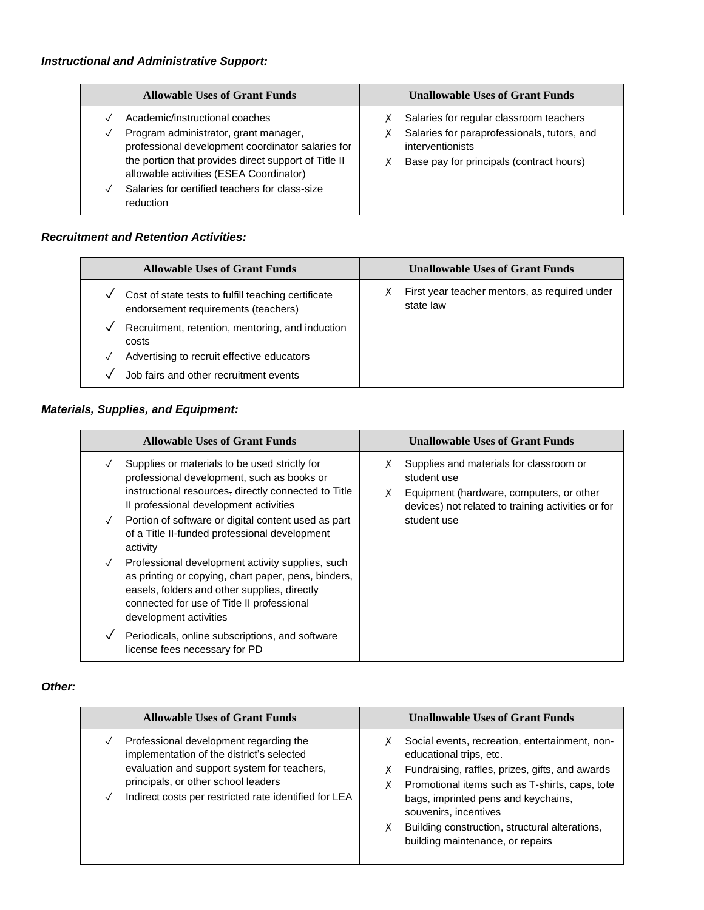***Instructional and Administrative Support:***

| Allowable Uses of Grant Funds | Unallowable Uses of Grant Funds |
| --- | --- |
| ✓ Academic/instructional coaches<br>✓ Program administrator, grant manager, professional development coordinator salaries for the portion that provides direct support of Title II allowable activities (ESEA Coordinator)<br>✓ Salaries for certified teachers for class-size reduction | ✗ Salaries for regular classroom teachers<br>✗ Salaries for paraprofessionals, tutors, and interventionists<br>✗ Base pay for principals (contract hours) |

***Recruitment and Retention Activities:***

| Allowable Uses of Grant Funds | Unallowable Uses of Grant Funds |
| --- | --- |
| ✓ Cost of state tests to fulfill teaching certificate endorsement requirements (teachers)<br>✓ Recruitment, retention, mentoring, and induction costs<br>✓ Advertising to recruit effective educators<br>✓ Job fairs and other recruitment events | ✗ First year teacher mentors, as required under state law |

***Materials, Supplies, and Equipment:***

| Allowable Uses of Grant Funds | Unallowable Uses of Grant Funds |
| --- | --- |
| ✓ Supplies or materials to be used strictly for professional development, such as books or instructional resources, directly connected to Title II professional development activities<br>✓ Portion of software or digital content used as part of a Title II-funded professional development activity<br>✓ Professional development activity supplies, such as printing or copying, chart paper, pens, binders, easels, folders and other supplies, directly connected for use of Title II professional development activities<br>✓ Periodicals, online subscriptions, and software license fees necessary for PD | ✗ Supplies and materials for classroom or student use<br>✗ Equipment (hardware, computers, or other devices) not related to training activities or for student use |

***Other:***

| Allowable Uses of Grant Funds | Unallowable Uses of Grant Funds |
| --- | --- |
| ✓ Professional development regarding the implementation of the district's selected evaluation and support system for teachers, principals, or other school leaders<br>✓ Indirect costs per restricted rate identified for LEA | ✗ Social events, recreation, entertainment, non-educational trips, etc.<br>✗ Fundraising, raffles, prizes, gifts, and awards<br>✗ Promotional items such as T-shirts, caps, tote bags, imprinted pens and keychains, souvenirs, incentives<br>✗ Building construction, structural alterations, building maintenance, or repairs |